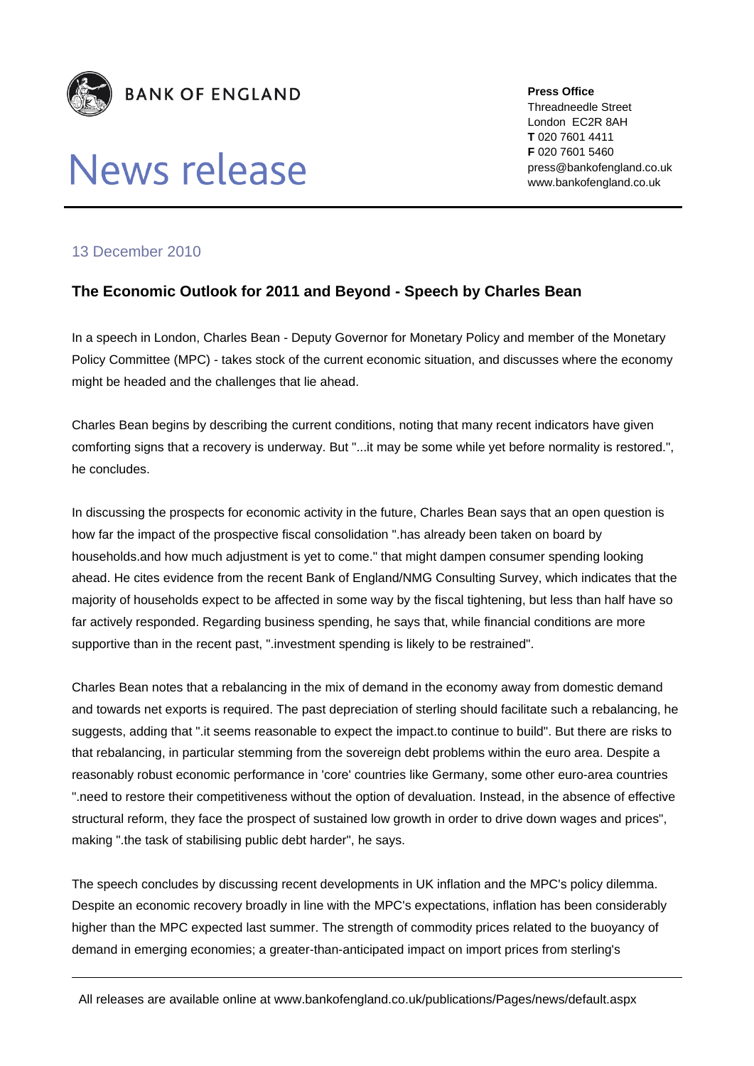**BANK OF ENGLAND**

# News release

**Press Office**
Threadneedle Street
London EC2R 8AH
**T** 020 7601 4411
**F** 020 7601 5460
press@bankofengland.co.uk
www.bankofengland.co.uk

13 December 2010

## The Economic Outlook for 2011 and Beyond - Speech by Charles Bean

In a speech in London, Charles Bean - Deputy Governor for Monetary Policy and member of the Monetary Policy Committee (MPC) - takes stock of the current economic situation, and discusses where the economy might be headed and the challenges that lie ahead.

Charles Bean begins by describing the current conditions, noting that many recent indicators have given comforting signs that a recovery is underway. But "...it may be some while yet before normality is restored.", he concludes.

In discussing the prospects for economic activity in the future, Charles Bean says that an open question is how far the impact of the prospective fiscal consolidation ".has already been taken on board by households.and how much adjustment is yet to come." that might dampen consumer spending looking ahead. He cites evidence from the recent Bank of England/NMG Consulting Survey, which indicates that the majority of households expect to be affected in some way by the fiscal tightening, but less than half have so far actively responded. Regarding business spending, he says that, while financial conditions are more supportive than in the recent past, ".investment spending is likely to be restrained".

Charles Bean notes that a rebalancing in the mix of demand in the economy away from domestic demand and towards net exports is required. The past depreciation of sterling should facilitate such a rebalancing, he suggests, adding that ".it seems reasonable to expect the impact.to continue to build". But there are risks to that rebalancing, in particular stemming from the sovereign debt problems within the euro area. Despite a reasonably robust economic performance in 'core' countries like Germany, some other euro-area countries ".need to restore their competitiveness without the option of devaluation. Instead, in the absence of effective structural reform, they face the prospect of sustained low growth in order to drive down wages and prices", making ".the task of stabilising public debt harder", he says.

The speech concludes by discussing recent developments in UK inflation and the MPC's policy dilemma. Despite an economic recovery broadly in line with the MPC's expectations, inflation has been considerably higher than the MPC expected last summer. The strength of commodity prices related to the buoyancy of demand in emerging economies; a greater-than-anticipated impact on import prices from sterling's

All releases are available online at www.bankofengland.co.uk/publications/Pages/news/default.aspx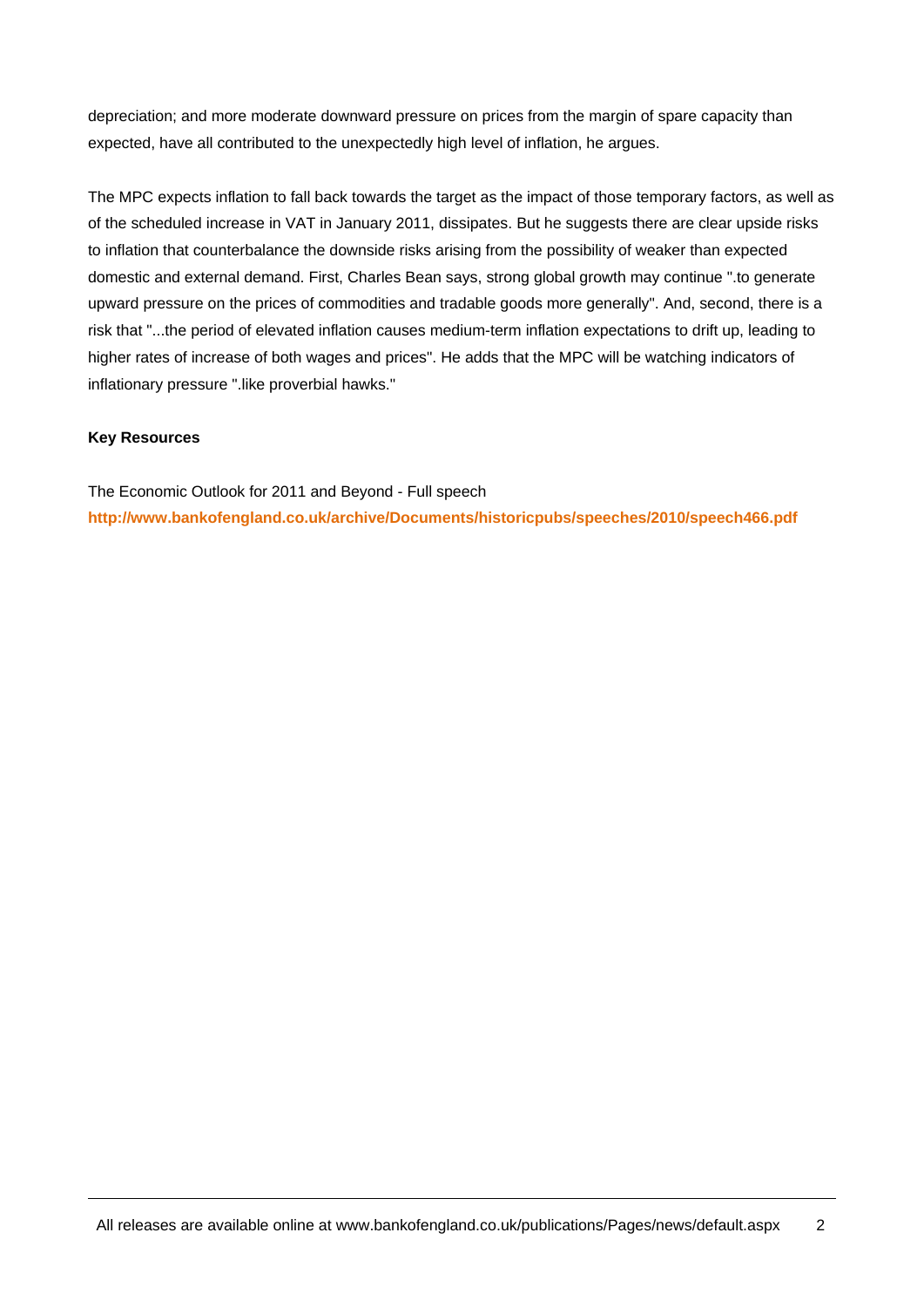depreciation; and more moderate downward pressure on prices from the margin of spare capacity than expected, have all contributed to the unexpectedly high level of inflation, he argues.

The MPC expects inflation to fall back towards the target as the impact of those temporary factors, as well as of the scheduled increase in VAT in January 2011, dissipates. But he suggests there are clear upside risks to inflation that counterbalance the downside risks arising from the possibility of weaker than expected domestic and external demand. First, Charles Bean says, strong global growth may continue ".to generate upward pressure on the prices of commodities and tradable goods more generally". And, second, there is a risk that "...the period of elevated inflation causes medium-term inflation expectations to drift up, leading to higher rates of increase of both wages and prices". He adds that the MPC will be watching indicators of inflationary pressure ".like proverbial hawks."

**Key Resources**

The Economic Outlook for 2011 and Beyond - Full speech
**http://www.bankofengland.co.uk/archive/Documents/historicpubs/speeches/2010/speech466.pdf**